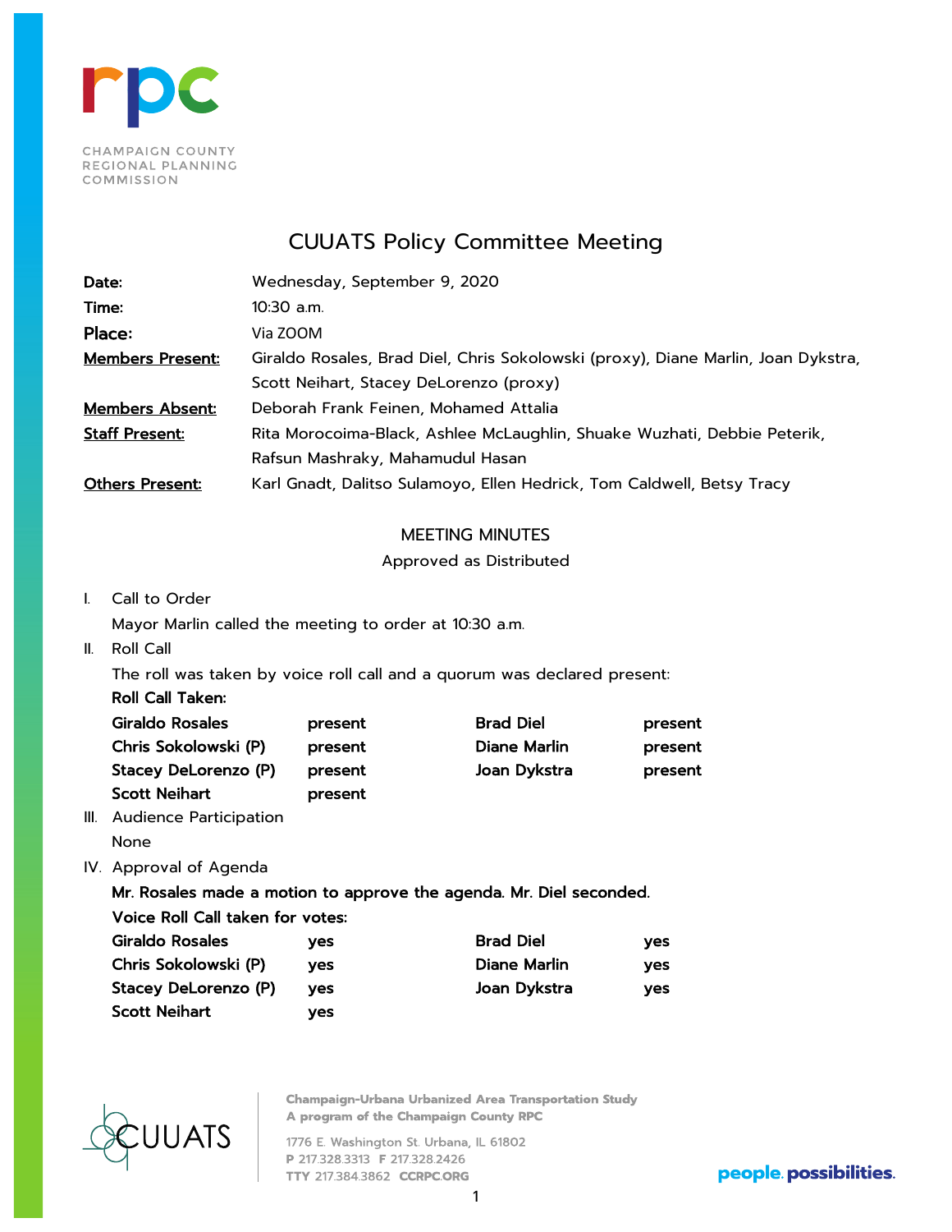CHAMPAIGN COUNTY REGIONAL PLANNING COMMISSION

# CUUATS Policy Committee Meeting

| | |
|---|---|
| **Date:** | Wednesday, September 9, 2020 |
| **Time:** | 10:30 a.m. |
| **Place:** | Via ZOOM |
| **Members Present:** | Giraldo Rosales, Brad Diel, Chris Sokolowski (proxy), Diane Marlin, Joan Dykstra, Scott Neihart, Stacey DeLorenzo (proxy) |
| **Members Absent:** | Deborah Frank Feinen, Mohamed Attalia |
| **Staff Present:** | Rita Morocoima-Black, Ashlee McLaughlin, Shuake Wuzhati, Debbie Peterik, Rafsun Mashraky, Mahamudul Hasan |
| **Others Present:** | Karl Gnadt, Dalitso Sulamoyo, Ellen Hedrick, Tom Caldwell, Betsy Tracy |

## MEETING MINUTES

Approved as Distributed

I. Call to Order

Mayor Marlin called the meeting to order at 10:30 a.m.

II. Roll Call

The roll was taken by voice roll call and a quorum was declared present:

**Roll Call Taken:**

| | | | |
|---|---|---|---|
| **Giraldo Rosales** | **present** | **Brad Diel** | **present** |
| **Chris Sokolowski (P)** | **present** | **Diane Marlin** | **present** |
| **Stacey DeLorenzo (P)** | **present** | **Joan Dykstra** | **present** |
| **Scott Neihart** | **present** | | |

III. Audience Participation

None

IV. Approval of Agenda

**Mr. Rosales made a motion to approve the agenda. Mr. Diel seconded.**

**Voice Roll Call taken for votes:**

| | | | |
|---|---|---|---|
| **Giraldo Rosales** | **yes** | **Brad Diel** | **yes** |
| **Chris Sokolowski (P)** | **yes** | **Diane Marlin** | **yes** |
| **Stacey DeLorenzo (P)** | **yes** | **Joan Dykstra** | **yes** |
| **Scott Neihart** | **yes** | | |

Champaign-Urbana Urbanized Area Transportation Study
A program of the Champaign County RPC

1776 E. Washington St. Urbana, IL 61802
P 217.328.3313 F 217.328.2426
TTY 217.384.3862 CCRPC.ORG

people. possibilities.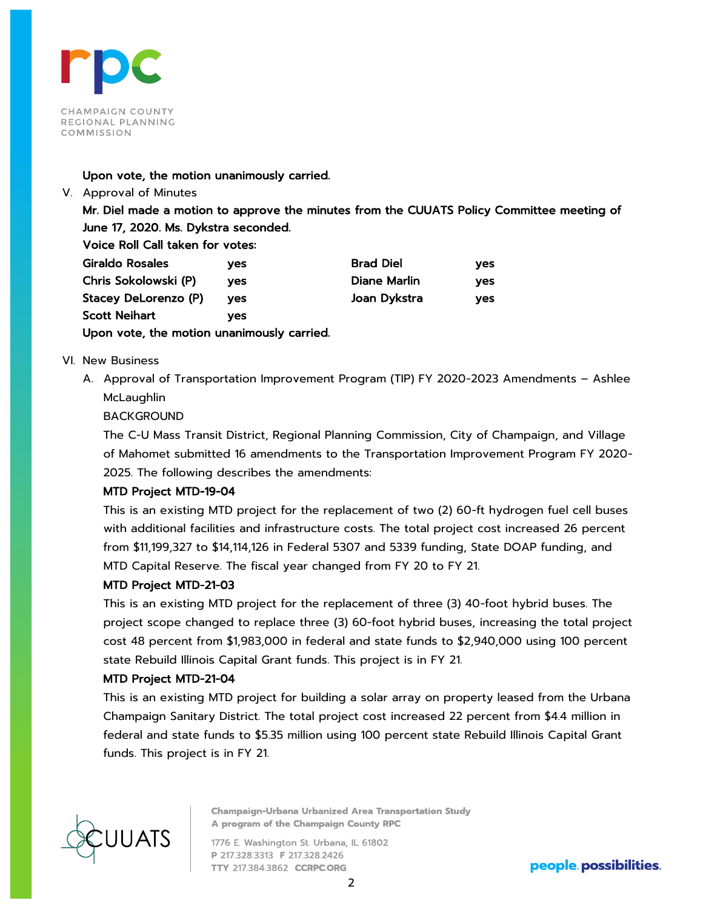**Upon vote, the motion unanimously carried.**

V. Approval of Minutes

**Mr. Diel made a motion to approve the minutes from the CUUATS Policy Committee meeting of June 17, 2020. Ms. Dykstra seconded.**

**Voice Roll Call taken for votes:**

| | | | |
|---|---|---|---|
| **Giraldo Rosales** | **yes** | **Brad Diel** | **yes** |
| **Chris Sokolowski (P)** | **yes** | **Diane Marlin** | **yes** |
| **Stacey DeLorenzo (P)** | **yes** | **Joan Dykstra** | **yes** |
| **Scott Neihart** | **yes** | | |

**Upon vote, the motion unanimously carried.**

VI. New Business

A. Approval of Transportation Improvement Program (TIP) FY 2020-2023 Amendments – Ashlee McLaughlin

BACKGROUND

The C-U Mass Transit District, Regional Planning Commission, City of Champaign, and Village of Mahomet submitted 16 amendments to the Transportation Improvement Program FY 2020-2025. The following describes the amendments:

**MTD Project MTD-19-04**

This is an existing MTD project for the replacement of two (2) 60-ft hydrogen fuel cell buses with additional facilities and infrastructure costs. The total project cost increased 26 percent from $11,199,327 to $14,114,126 in Federal 5307 and 5339 funding, State DOAP funding, and MTD Capital Reserve. The fiscal year changed from FY 20 to FY 21.

**MTD Project MTD-21-03**

This is an existing MTD project for the replacement of three (3) 40-foot hybrid buses. The project scope changed to replace three (3) 60-foot hybrid buses, increasing the total project cost 48 percent from $1,983,000 in federal and state funds to $2,940,000 using 100 percent state Rebuild Illinois Capital Grant funds. This project is in FY 21.

**MTD Project MTD-21-04**

This is an existing MTD project for building a solar array on property leased from the Urbana Champaign Sanitary District. The total project cost increased 22 percent from $4.4 million in federal and state funds to $5.35 million using 100 percent state Rebuild Illinois Capital Grant funds. This project is in FY 21.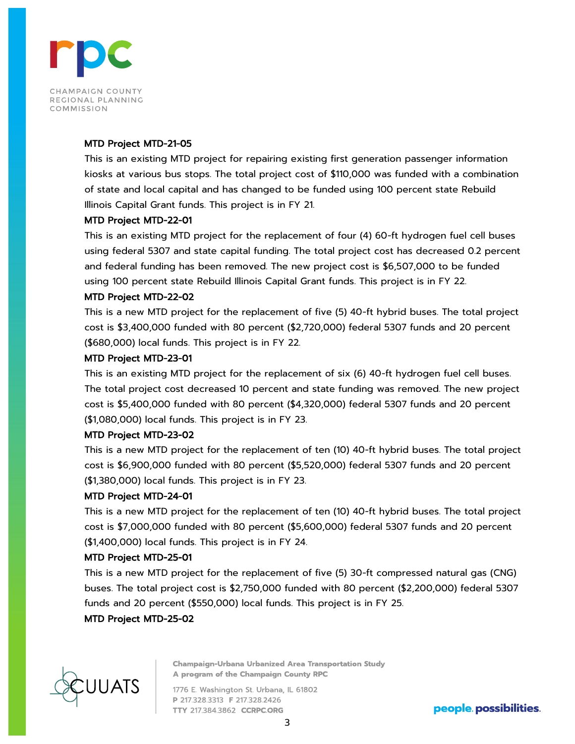**MTD Project MTD-21-05**

This is an existing MTD project for repairing existing first generation passenger information kiosks at various bus stops. The total project cost of $110,000 was funded with a combination of state and local capital and has changed to be funded using 100 percent state Rebuild Illinois Capital Grant funds. This project is in FY 21.

**MTD Project MTD-22-01**

This is an existing MTD project for the replacement of four (4) 60-ft hydrogen fuel cell buses using federal 5307 and state capital funding. The total project cost has decreased 0.2 percent and federal funding has been removed. The new project cost is $6,507,000 to be funded using 100 percent state Rebuild Illinois Capital Grant funds. This project is in FY 22.

**MTD Project MTD-22-02**

This is a new MTD project for the replacement of five (5) 40-ft hybrid buses. The total project cost is $3,400,000 funded with 80 percent ($2,720,000) federal 5307 funds and 20 percent ($680,000) local funds. This project is in FY 22.

**MTD Project MTD-23-01**

This is an existing MTD project for the replacement of six (6) 40-ft hydrogen fuel cell buses. The total project cost decreased 10 percent and state funding was removed. The new project cost is $5,400,000 funded with 80 percent ($4,320,000) federal 5307 funds and 20 percent ($1,080,000) local funds. This project is in FY 23.

**MTD Project MTD-23-02**

This is a new MTD project for the replacement of ten (10) 40-ft hybrid buses. The total project cost is $6,900,000 funded with 80 percent ($5,520,000) federal 5307 funds and 20 percent ($1,380,000) local funds. This project is in FY 23.

**MTD Project MTD-24-01**

This is a new MTD project for the replacement of ten (10) 40-ft hybrid buses. The total project cost is $7,000,000 funded with 80 percent ($5,600,000) federal 5307 funds and 20 percent ($1,400,000) local funds. This project is in FY 24.

**MTD Project MTD-25-01**

This is a new MTD project for the replacement of five (5) 30-ft compressed natural gas (CNG) buses. The total project cost is $2,750,000 funded with 80 percent ($2,200,000) federal 5307 funds and 20 percent ($550,000) local funds. This project is in FY 25.

**MTD Project MTD-25-02**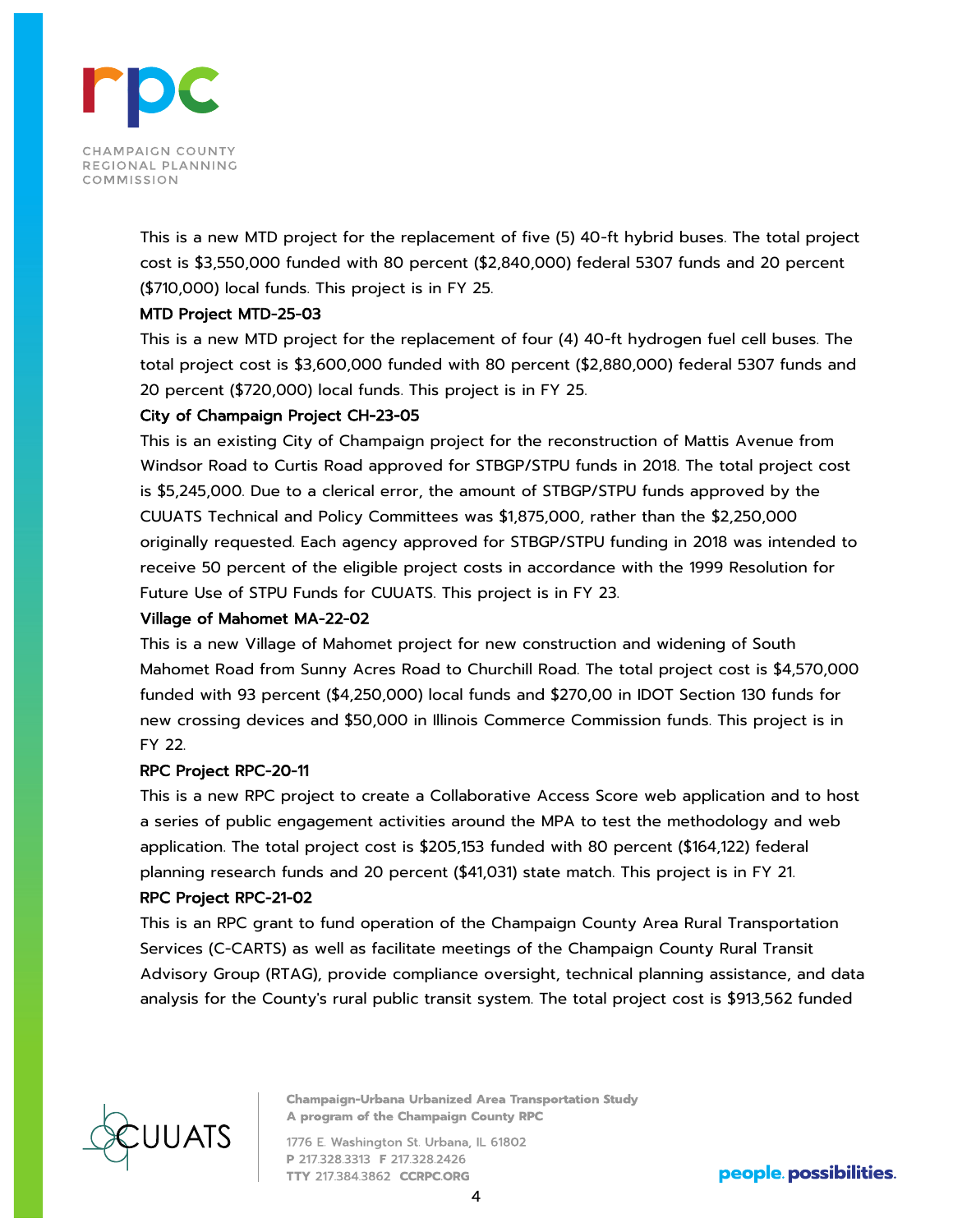This is a new MTD project for the replacement of five (5) 40-ft hybrid buses. The total project cost is $3,550,000 funded with 80 percent ($2,840,000) federal 5307 funds and 20 percent ($710,000) local funds. This project is in FY 25.

**MTD Project MTD-25-03**

This is a new MTD project for the replacement of four (4) 40-ft hydrogen fuel cell buses. The total project cost is $3,600,000 funded with 80 percent ($2,880,000) federal 5307 funds and 20 percent ($720,000) local funds. This project is in FY 25.

**City of Champaign Project CH-23-05**

This is an existing City of Champaign project for the reconstruction of Mattis Avenue from Windsor Road to Curtis Road approved for STBGP/STPU funds in 2018. The total project cost is $5,245,000. Due to a clerical error, the amount of STBGP/STPU funds approved by the CUUATS Technical and Policy Committees was $1,875,000, rather than the $2,250,000 originally requested. Each agency approved for STBGP/STPU funding in 2018 was intended to receive 50 percent of the eligible project costs in accordance with the 1999 Resolution for Future Use of STPU Funds for CUUATS. This project is in FY 23.

**Village of Mahomet MA-22-02**

This is a new Village of Mahomet project for new construction and widening of South Mahomet Road from Sunny Acres Road to Churchill Road. The total project cost is $4,570,000 funded with 93 percent ($4,250,000) local funds and $270,00 in IDOT Section 130 funds for new crossing devices and $50,000 in Illinois Commerce Commission funds. This project is in FY 22.

**RPC Project RPC-20-11**

This is a new RPC project to create a Collaborative Access Score web application and to host a series of public engagement activities around the MPA to test the methodology and web application. The total project cost is $205,153 funded with 80 percent ($164,122) federal planning research funds and 20 percent ($41,031) state match. This project is in FY 21.

**RPC Project RPC-21-02**

This is an RPC grant to fund operation of the Champaign County Area Rural Transportation Services (C-CARTS) as well as facilitate meetings of the Champaign County Rural Transit Advisory Group (RTAG), provide compliance oversight, technical planning assistance, and data analysis for the County's rural public transit system. The total project cost is $913,562 funded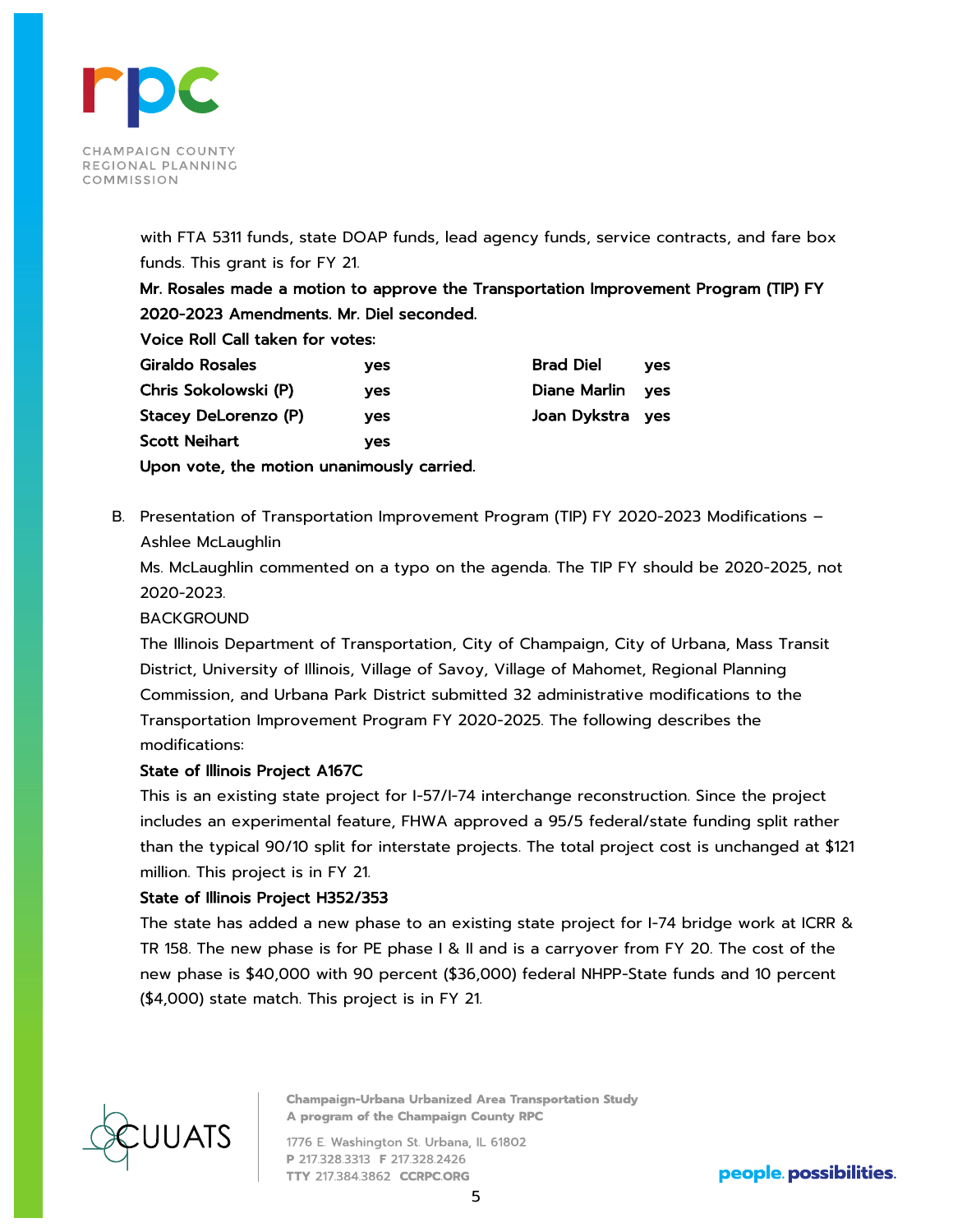with FTA 5311 funds, state DOAP funds, lead agency funds, service contracts, and fare box funds. This grant is for FY 21.

**Mr. Rosales made a motion to approve the Transportation Improvement Program (TIP) FY 2020-2023 Amendments. Mr. Diel seconded.**

**Voice Roll Call taken for votes:**

| | | | |
|---|---|---|---|
| **Giraldo Rosales** | **yes** | **Brad Diel** | **yes** |
| **Chris Sokolowski (P)** | **yes** | **Diane Marlin** | **yes** |
| **Stacey DeLorenzo (P)** | **yes** | **Joan Dykstra** | **yes** |
| **Scott Neihart** | **yes** | | |

**Upon vote, the motion unanimously carried.**

B. Presentation of Transportation Improvement Program (TIP) FY 2020-2023 Modifications – Ashlee McLaughlin

Ms. McLaughlin commented on a typo on the agenda. The TIP FY should be 2020-2025, not 2020-2023.

BACKGROUND

The Illinois Department of Transportation, City of Champaign, City of Urbana, Mass Transit District, University of Illinois, Village of Savoy, Village of Mahomet, Regional Planning Commission, and Urbana Park District submitted 32 administrative modifications to the Transportation Improvement Program FY 2020-2025. The following describes the modifications:

**State of Illinois Project A167C**

This is an existing state project for I-57/I-74 interchange reconstruction. Since the project includes an experimental feature, FHWA approved a 95/5 federal/state funding split rather than the typical 90/10 split for interstate projects. The total project cost is unchanged at $121 million. This project is in FY 21.

**State of Illinois Project H352/353**

The state has added a new phase to an existing state project for I-74 bridge work at ICRR & TR 158. The new phase is for PE phase I & II and is a carryover from FY 20. The cost of the new phase is $40,000 with 90 percent ($36,000) federal NHPP-State funds and 10 percent ($4,000) state match. This project is in FY 21.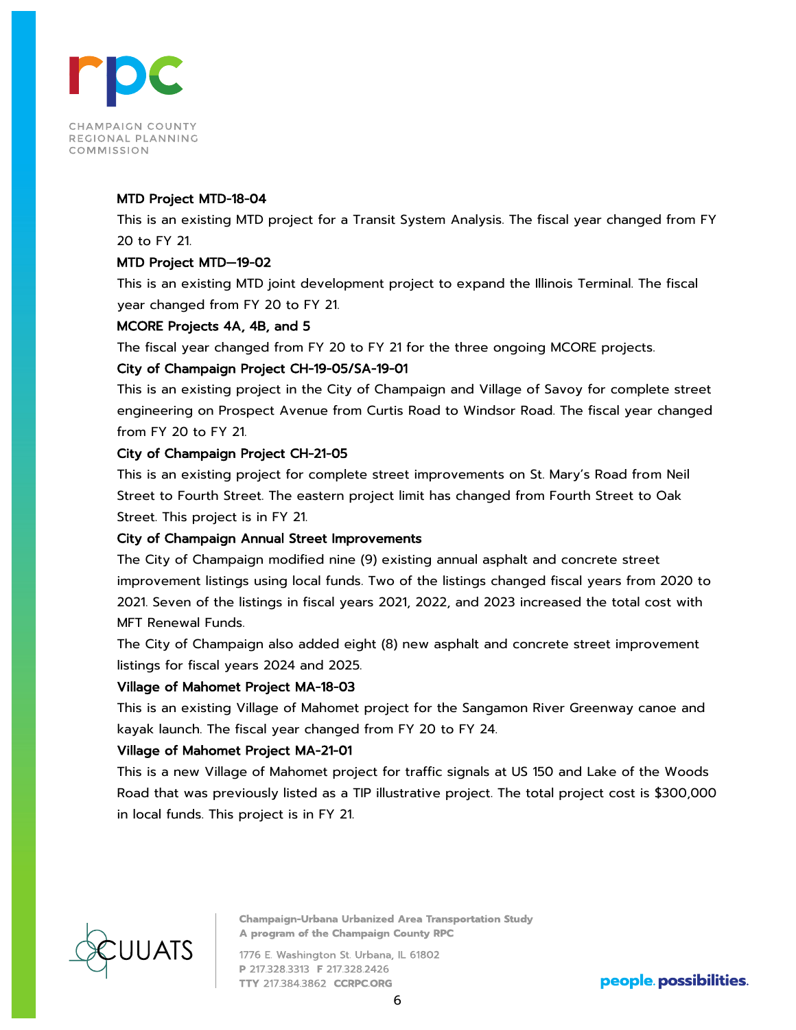**MTD Project MTD-18-04**

This is an existing MTD project for a Transit System Analysis. The fiscal year changed from FY 20 to FY 21.

**MTD Project MTD—19-02**

This is an existing MTD joint development project to expand the Illinois Terminal. The fiscal year changed from FY 20 to FY 21.

**MCORE Projects 4A, 4B, and 5**

The fiscal year changed from FY 20 to FY 21 for the three ongoing MCORE projects.

**City of Champaign Project CH-19-05/SA-19-01**

This is an existing project in the City of Champaign and Village of Savoy for complete street engineering on Prospect Avenue from Curtis Road to Windsor Road. The fiscal year changed from FY 20 to FY 21.

**City of Champaign Project CH-21-05**

This is an existing project for complete street improvements on St. Mary's Road from Neil Street to Fourth Street. The eastern project limit has changed from Fourth Street to Oak Street. This project is in FY 21.

**City of Champaign Annual Street Improvements**

The City of Champaign modified nine (9) existing annual asphalt and concrete street improvement listings using local funds. Two of the listings changed fiscal years from 2020 to 2021. Seven of the listings in fiscal years 2021, 2022, and 2023 increased the total cost with MFT Renewal Funds.

The City of Champaign also added eight (8) new asphalt and concrete street improvement listings for fiscal years 2024 and 2025.

**Village of Mahomet Project MA-18-03**

This is an existing Village of Mahomet project for the Sangamon River Greenway canoe and kayak launch. The fiscal year changed from FY 20 to FY 24.

**Village of Mahomet Project MA-21-01**

This is a new Village of Mahomet project for traffic signals at US 150 and Lake of the Woods Road that was previously listed as a TIP illustrative project. The total project cost is $300,000 in local funds. This project is in FY 21.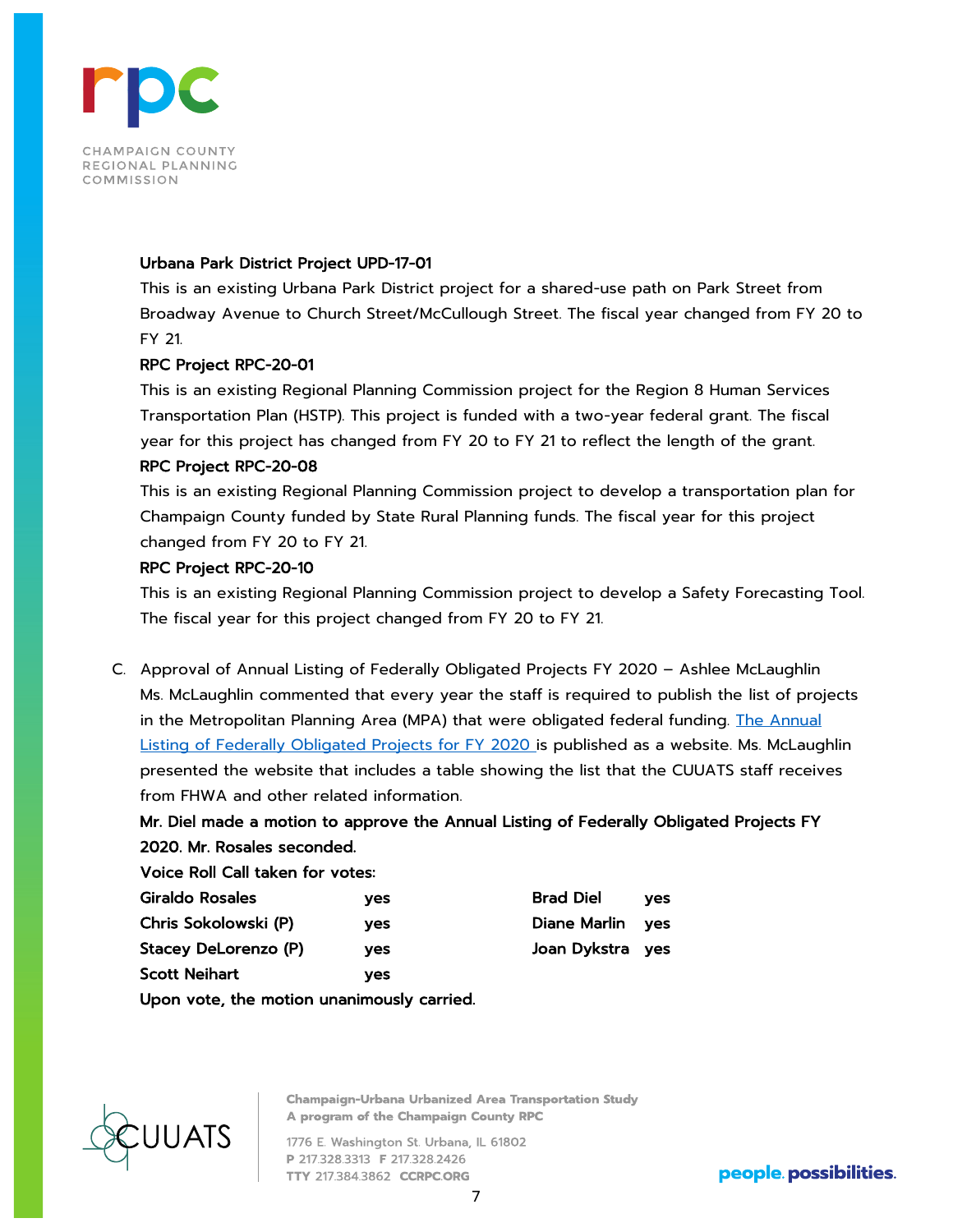**Urbana Park District Project UPD-17-01**

This is an existing Urbana Park District project for a shared-use path on Park Street from Broadway Avenue to Church Street/McCullough Street. The fiscal year changed from FY 20 to FY 21.

**RPC Project RPC-20-01**

This is an existing Regional Planning Commission project for the Region 8 Human Services Transportation Plan (HSTP). This project is funded with a two-year federal grant. The fiscal year for this project has changed from FY 20 to FY 21 to reflect the length of the grant.

**RPC Project RPC-20-08**

This is an existing Regional Planning Commission project to develop a transportation plan for Champaign County funded by State Rural Planning funds. The fiscal year for this project changed from FY 20 to FY 21.

**RPC Project RPC-20-10**

This is an existing Regional Planning Commission project to develop a Safety Forecasting Tool. The fiscal year for this project changed from FY 20 to FY 21.

C. Approval of Annual Listing of Federally Obligated Projects FY 2020 – Ashlee McLaughlin

Ms. McLaughlin commented that every year the staff is required to publish the list of projects in the Metropolitan Planning Area (MPA) that were obligated federal funding. The Annual Listing of Federally Obligated Projects for FY 2020 is published as a website. Ms. McLaughlin presented the website that includes a table showing the list that the CUUATS staff receives from FHWA and other related information.

**Mr. Diel made a motion to approve the Annual Listing of Federally Obligated Projects FY 2020. Mr. Rosales seconded.**

**Voice Roll Call taken for votes:**

| | | | |
|---|---|---|---|
| **Giraldo Rosales** | **yes** | **Brad Diel** | **yes** |
| **Chris Sokolowski (P)** | **yes** | **Diane Marlin** | **yes** |
| **Stacey DeLorenzo (P)** | **yes** | **Joan Dykstra** | **yes** |
| **Scott Neihart** | **yes** | | |

**Upon vote, the motion unanimously carried.**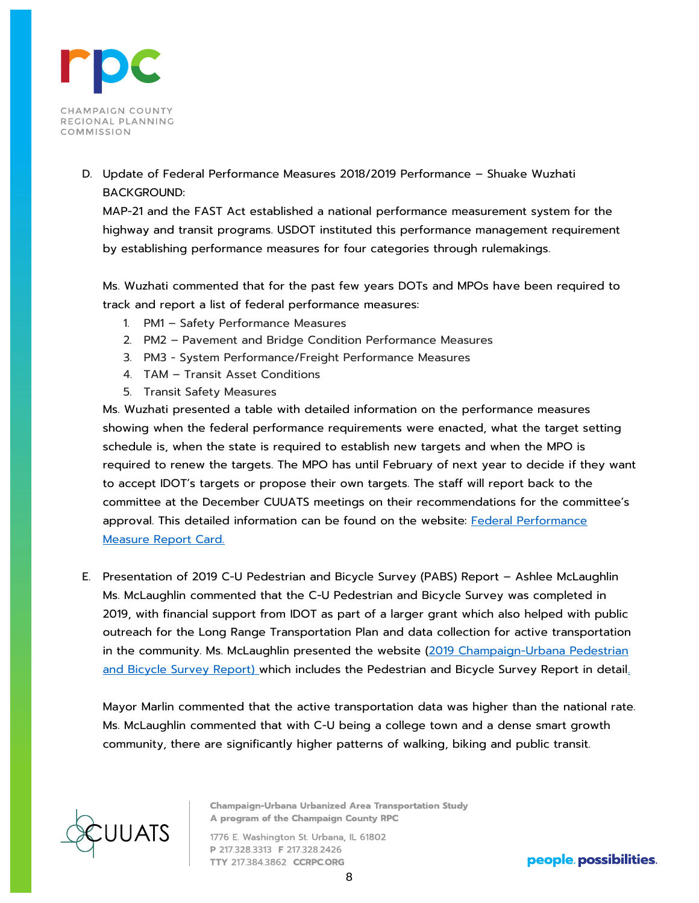D. Update of Federal Performance Measures 2018/2019 Performance – Shuake Wuzhati
BACKGROUND:
MAP-21 and the FAST Act established a national performance measurement system for the highway and transit programs. USDOT instituted this performance management requirement by establishing performance measures for four categories through rulemakings.

Ms. Wuzhati commented that for the past few years DOTs and MPOs have been required to track and report a list of federal performance measures:

1. PM1 – Safety Performance Measures
2. PM2 – Pavement and Bridge Condition Performance Measures
3. PM3 - System Performance/Freight Performance Measures
4. TAM – Transit Asset Conditions
5. Transit Safety Measures

Ms. Wuzhati presented a table with detailed information on the performance measures showing when the federal performance requirements were enacted, what the target setting schedule is, when the state is required to establish new targets and when the MPO is required to renew the targets. The MPO has until February of next year to decide if they want to accept IDOT's targets or propose their own targets. The staff will report back to the committee at the December CUUATS meetings on their recommendations for the committee's approval. This detailed information can be found on the website: Federal Performance Measure Report Card.

E. Presentation of 2019 C-U Pedestrian and Bicycle Survey (PABS) Report – Ashlee McLaughlin
Ms. McLaughlin commented that the C-U Pedestrian and Bicycle Survey was completed in 2019, with financial support from IDOT as part of a larger grant which also helped with public outreach for the Long Range Transportation Plan and data collection for active transportation in the community. Ms. McLaughlin presented the website (2019 Champaign-Urbana Pedestrian and Bicycle Survey Report) which includes the Pedestrian and Bicycle Survey Report in detail.

Mayor Marlin commented that the active transportation data was higher than the national rate. Ms. McLaughlin commented that with C-U being a college town and a dense smart growth community, there are significantly higher patterns of walking, biking and public transit.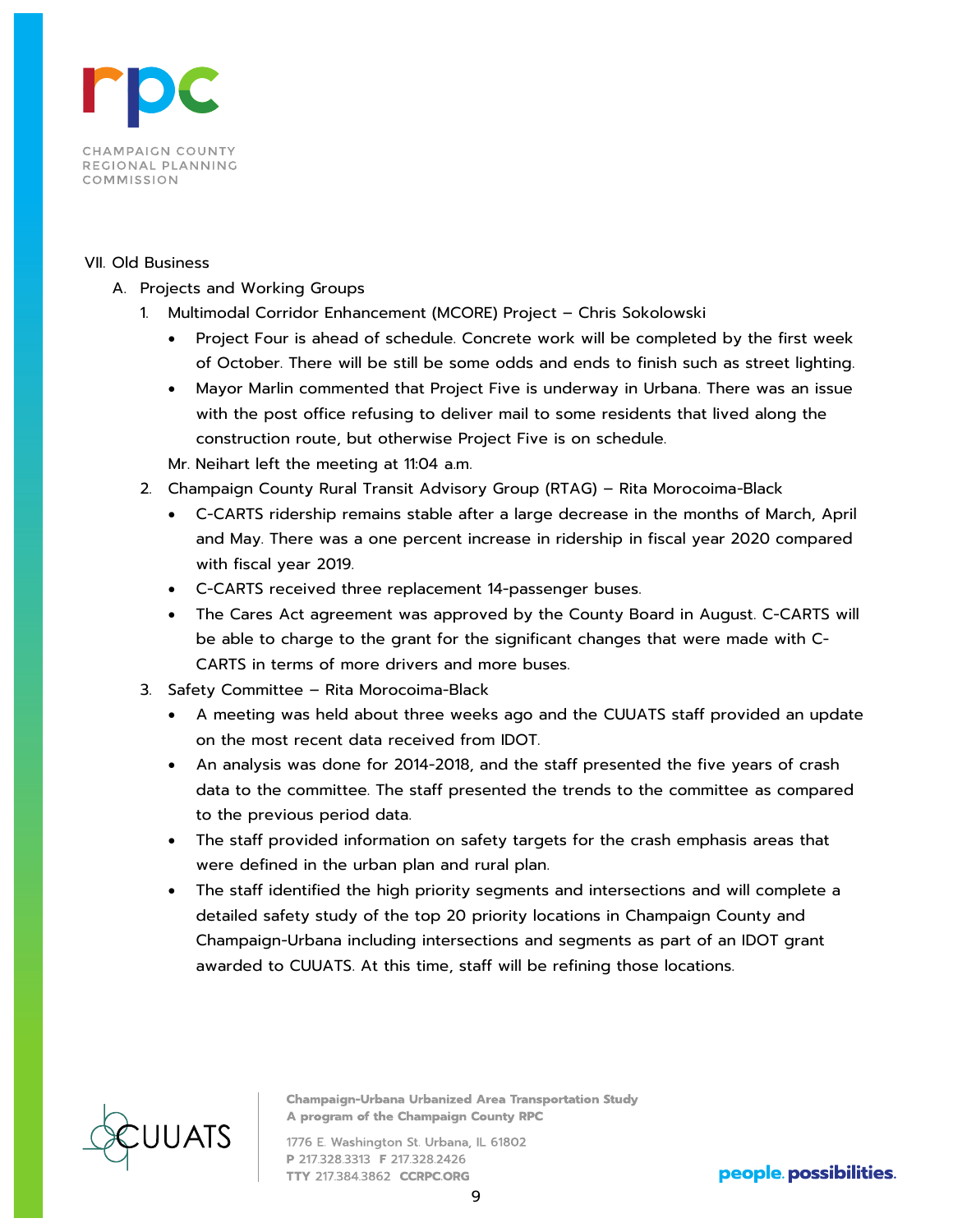VII. Old Business

A. Projects and Working Groups

1. Multimodal Corridor Enhancement (MCORE) Project – Chris Sokolowski
   - Project Four is ahead of schedule. Concrete work will be completed by the first week of October. There will be still be some odds and ends to finish such as street lighting.
   - Mayor Marlin commented that Project Five is underway in Urbana. There was an issue with the post office refusing to deliver mail to some residents that lived along the construction route, but otherwise Project Five is on schedule.

   Mr. Neihart left the meeting at 11:04 a.m.

2. Champaign County Rural Transit Advisory Group (RTAG) – Rita Morocoima-Black
   - C-CARTS ridership remains stable after a large decrease in the months of March, April and May. There was a one percent increase in ridership in fiscal year 2020 compared with fiscal year 2019.
   - C-CARTS received three replacement 14-passenger buses.
   - The Cares Act agreement was approved by the County Board in August. C-CARTS will be able to charge to the grant for the significant changes that were made with C-CARTS in terms of more drivers and more buses.

3. Safety Committee – Rita Morocoima-Black
   - A meeting was held about three weeks ago and the CUUATS staff provided an update on the most recent data received from IDOT.
   - An analysis was done for 2014-2018, and the staff presented the five years of crash data to the committee. The staff presented the trends to the committee as compared to the previous period data.
   - The staff provided information on safety targets for the crash emphasis areas that were defined in the urban plan and rural plan.
   - The staff identified the high priority segments and intersections and will complete a detailed safety study of the top 20 priority locations in Champaign County and Champaign-Urbana including intersections and segments as part of an IDOT grant awarded to CUUATS. At this time, staff will be refining those locations.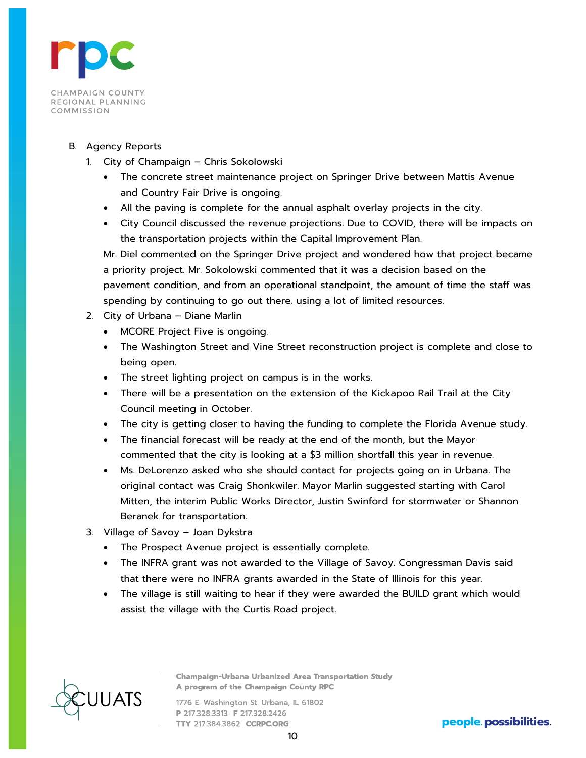B. Agency Reports

1. City of Champaign – Chris Sokolowski
   - The concrete street maintenance project on Springer Drive between Mattis Avenue and Country Fair Drive is ongoing.
   - All the paving is complete for the annual asphalt overlay projects in the city.
   - City Council discussed the revenue projections. Due to COVID, there will be impacts on the transportation projects within the Capital Improvement Plan.

   Mr. Diel commented on the Springer Drive project and wondered how that project became a priority project. Mr. Sokolowski commented that it was a decision based on the pavement condition, and from an operational standpoint, the amount of time the staff was spending by continuing to go out there. using a lot of limited resources.

2. City of Urbana – Diane Marlin
   - MCORE Project Five is ongoing.
   - The Washington Street and Vine Street reconstruction project is complete and close to being open.
   - The street lighting project on campus is in the works.
   - There will be a presentation on the extension of the Kickapoo Rail Trail at the City Council meeting in October.
   - The city is getting closer to having the funding to complete the Florida Avenue study.
   - The financial forecast will be ready at the end of the month, but the Mayor commented that the city is looking at a $3 million shortfall this year in revenue.
   - Ms. DeLorenzo asked who she should contact for projects going on in Urbana. The original contact was Craig Shonkwiler. Mayor Marlin suggested starting with Carol Mitten, the interim Public Works Director, Justin Swinford for stormwater or Shannon Beranek for transportation.

3. Village of Savoy – Joan Dykstra
   - The Prospect Avenue project is essentially complete.
   - The INFRA grant was not awarded to the Village of Savoy. Congressman Davis said that there were no INFRA grants awarded in the State of Illinois for this year.
   - The village is still waiting to hear if they were awarded the BUILD grant which would assist the village with the Curtis Road project.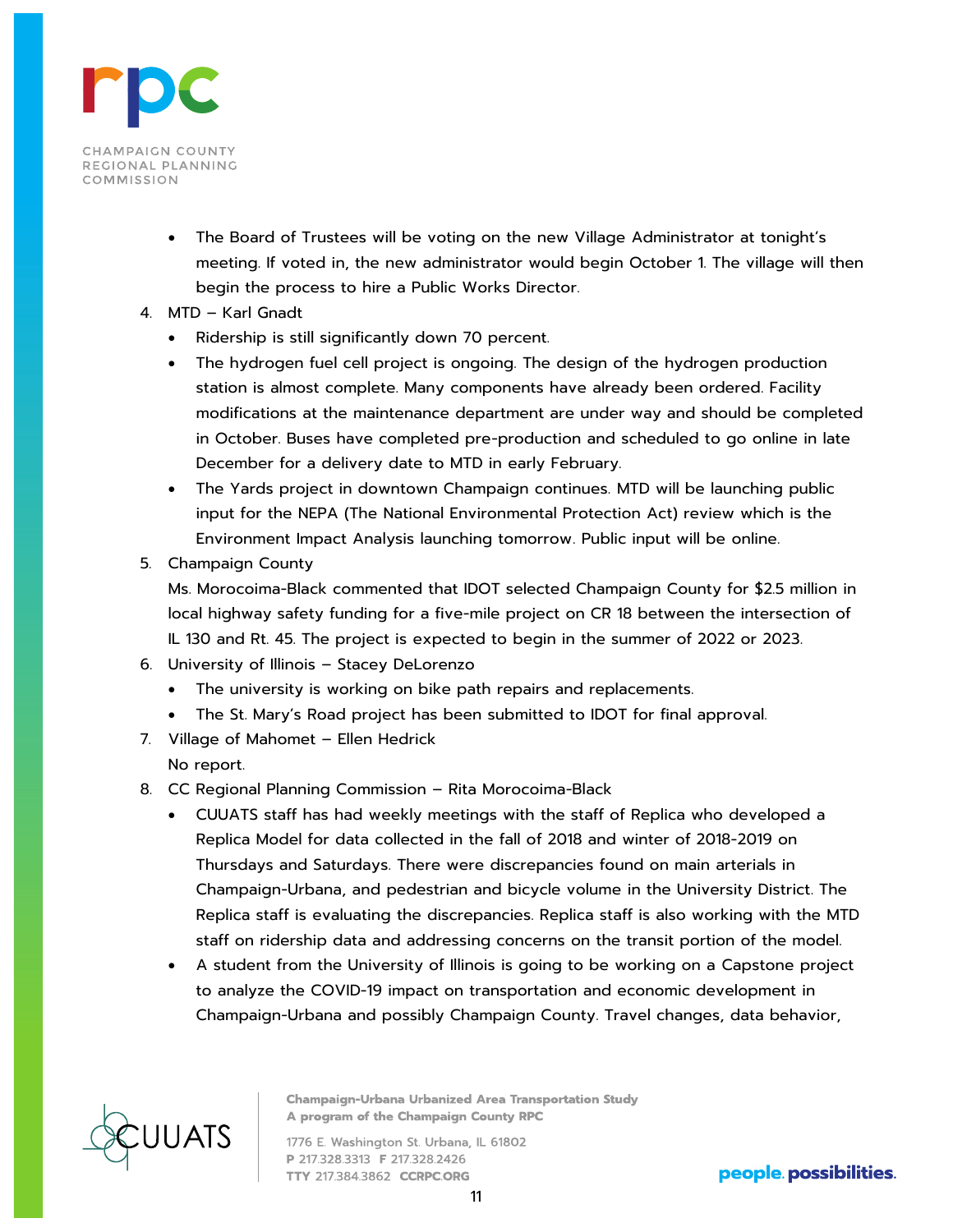- The Board of Trustees will be voting on the new Village Administrator at tonight's meeting. If voted in, the new administrator would begin October 1. The village will then begin the process to hire a Public Works Director.

4. MTD – Karl Gnadt
   - Ridership is still significantly down 70 percent.
   - The hydrogen fuel cell project is ongoing. The design of the hydrogen production station is almost complete. Many components have already been ordered. Facility modifications at the maintenance department are under way and should be completed in October. Buses have completed pre-production and scheduled to go online in late December for a delivery date to MTD in early February.
   - The Yards project in downtown Champaign continues. MTD will be launching public input for the NEPA (The National Environmental Protection Act) review which is the Environment Impact Analysis launching tomorrow. Public input will be online.
5. Champaign County
   Ms. Morocoima-Black commented that IDOT selected Champaign County for $2.5 million in local highway safety funding for a five-mile project on CR 18 between the intersection of IL 130 and Rt. 45. The project is expected to begin in the summer of 2022 or 2023.
6. University of Illinois – Stacey DeLorenzo
   - The university is working on bike path repairs and replacements.
   - The St. Mary's Road project has been submitted to IDOT for final approval.
7. Village of Mahomet – Ellen Hedrick
   No report.
8. CC Regional Planning Commission – Rita Morocoima-Black
   - CUUATS staff has had weekly meetings with the staff of Replica who developed a Replica Model for data collected in the fall of 2018 and winter of 2018-2019 on Thursdays and Saturdays. There were discrepancies found on main arterials in Champaign-Urbana, and pedestrian and bicycle volume in the University District. The Replica staff is evaluating the discrepancies. Replica staff is also working with the MTD staff on ridership data and addressing concerns on the transit portion of the model.
   - A student from the University of Illinois is going to be working on a Capstone project to analyze the COVID-19 impact on transportation and economic development in Champaign-Urbana and possibly Champaign County. Travel changes, data behavior,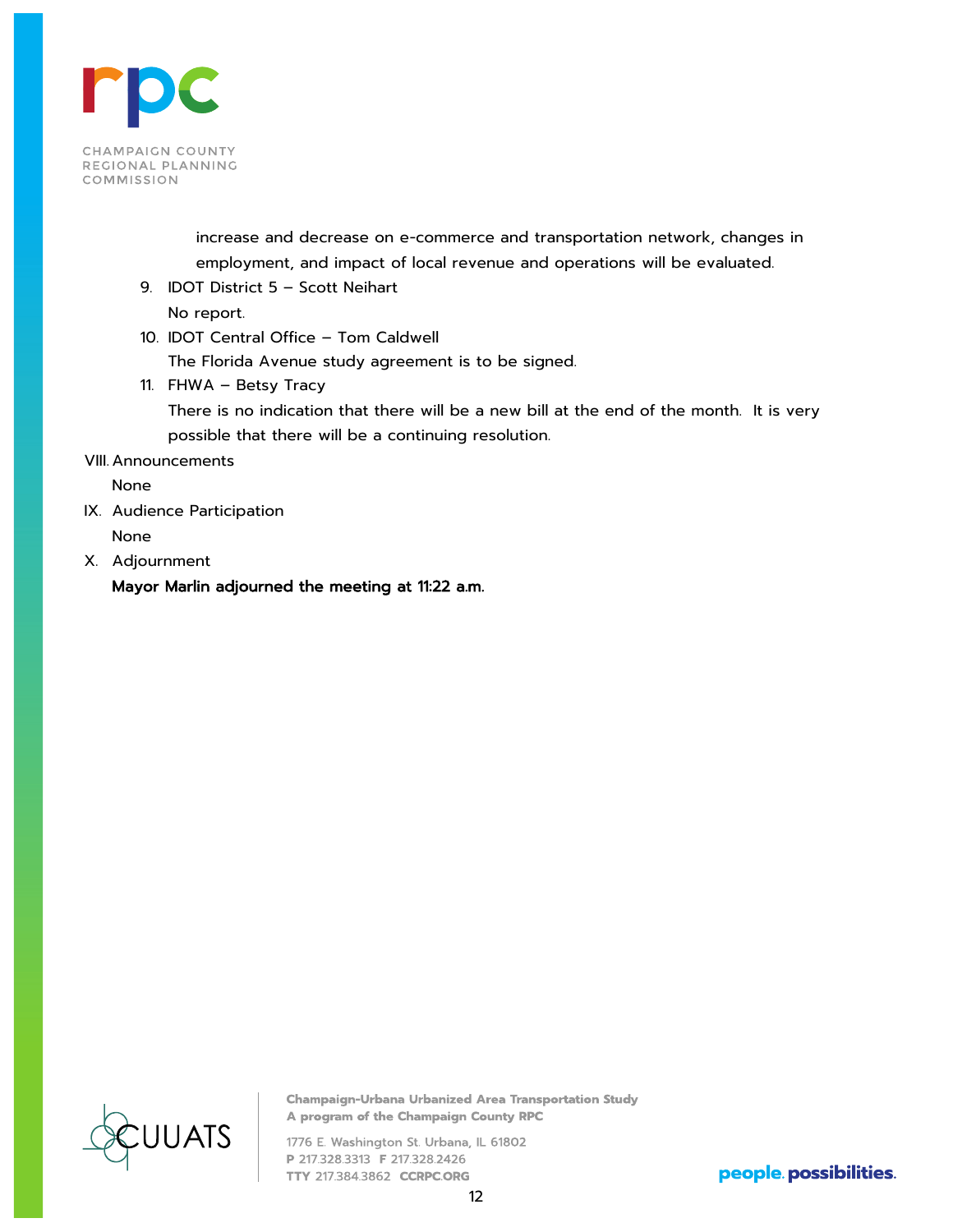increase and decrease on e-commerce and transportation network, changes in employment, and impact of local revenue and operations will be evaluated.

9. IDOT District 5 – Scott Neihart
   
   No report.
10. IDOT Central Office – Tom Caldwell
   
    The Florida Avenue study agreement is to be signed.
11. FHWA – Betsy Tracy
   
    There is no indication that there will be a new bill at the end of the month. It is very possible that there will be a continuing resolution.

VIII. Announcements

None

IX. Audience Participation

None

X. Adjournment

**Mayor Marlin adjourned the meeting at 11:22 a.m.**